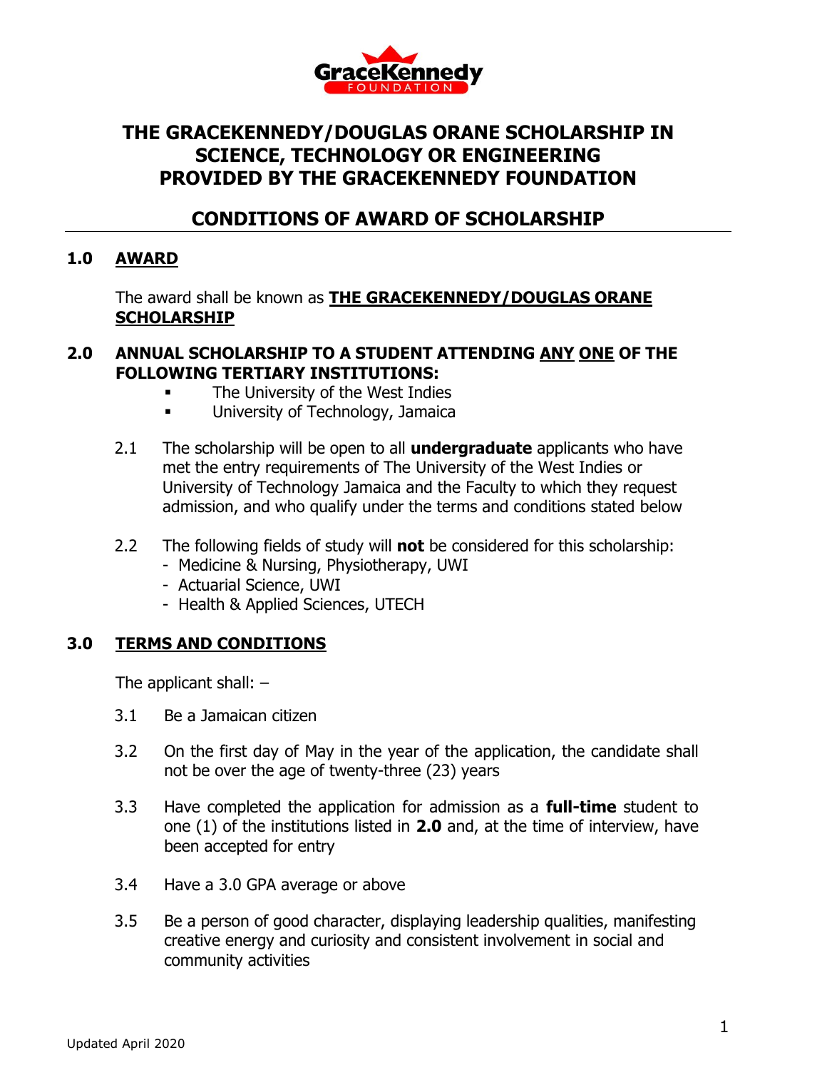# THE GRACEKENNEDY/DOUGLAS ORANE SCHOLARSHIP IN SCIENCE, TECHNOLOGY OR ENGINEERING PROVIDED BY THE GRACEKENNEDY FOUNDATION

## CONDITIONS OF AWARD OF SCHOLARSHIP

### 1.0 AWARD

The award shall be known as **THE GRACEKENNEDY/DOUGLAS ORANE SCHOLARSHIP**

### 2.0 ANNUAL SCHOLARSHIP TO A STUDENT ATTENDING ANY ONE OF THE FOLLOWING TERTIARY INSTITUTIONS:

- The University of the West Indies
- University of Technology, Jamaica

2.1 The scholarship will be open to all **undergraduate** applicants who have met the entry requirements of The University of the West Indies or University of Technology Jamaica and the Faculty to which they request admission, and who qualify under the terms and conditions stated below

2.2 The following fields of study will **not** be considered for this scholarship:
- Medicine & Nursing, Physiotherapy, UWI
- Actuarial Science, UWI
- Health & Applied Sciences, UTECH

### 3.0 TERMS AND CONDITIONS

The applicant shall: –

3.1 Be a Jamaican citizen

3.2 On the first day of May in the year of the application, the candidate shall not be over the age of twenty-three (23) years

3.3 Have completed the application for admission as a **full-time** student to one (1) of the institutions listed in **2.0** and, at the time of interview, have been accepted for entry

3.4 Have a 3.0 GPA average or above

3.5 Be a person of good character, displaying leadership qualities, manifesting creative energy and curiosity and consistent involvement in social and community activities

Updated April 2020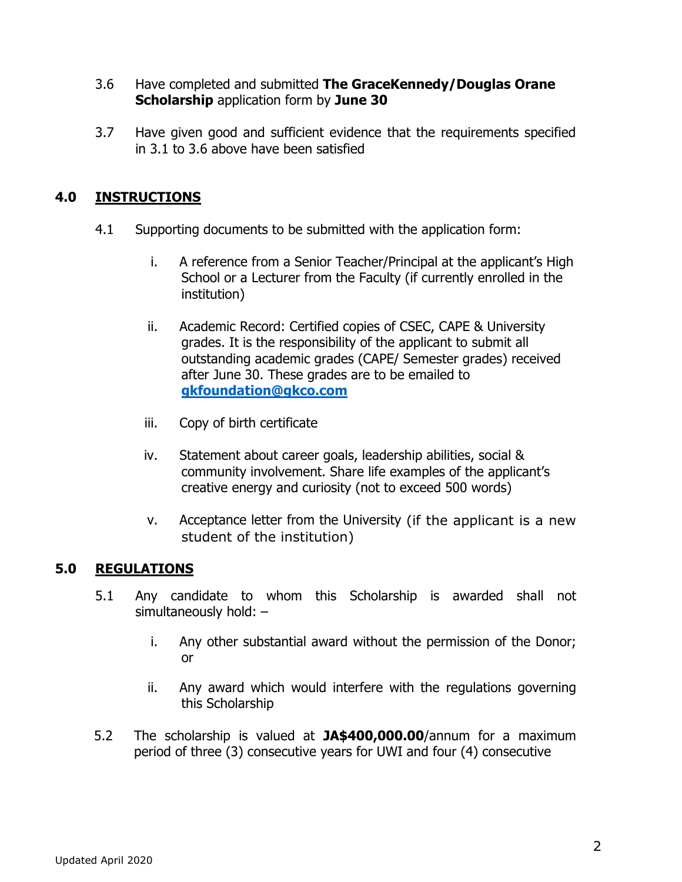3.6 Have completed and submitted **The GraceKennedy/Douglas Orane Scholarship** application form by **June 30**

3.7 Have given good and sufficient evidence that the requirements specified in 3.1 to 3.6 above have been satisfied

## 4.0 INSTRUCTIONS

4.1 Supporting documents to be submitted with the application form:

i. A reference from a Senior Teacher/Principal at the applicant's High School or a Lecturer from the Faculty (if currently enrolled in the institution)

ii. Academic Record: Certified copies of CSEC, CAPE & University grades. It is the responsibility of the applicant to submit all outstanding academic grades (CAPE/ Semester grades) received after June 30. These grades are to be emailed to **gkfoundation@gkco.com**

iii. Copy of birth certificate

iv. Statement about career goals, leadership abilities, social & community involvement. Share life examples of the applicant's creative energy and curiosity (not to exceed 500 words)

v. Acceptance letter from the University (if the applicant is a new student of the institution)

## 5.0 REGULATIONS

5.1 Any candidate to whom this Scholarship is awarded shall not simultaneously hold: –

i. Any other substantial award without the permission of the Donor; or

ii. Any award which would interfere with the regulations governing this Scholarship

5.2 The scholarship is valued at **JA$400,000.00**/annum for a maximum period of three (3) consecutive years for UWI and four (4) consecutive

Updated April 2020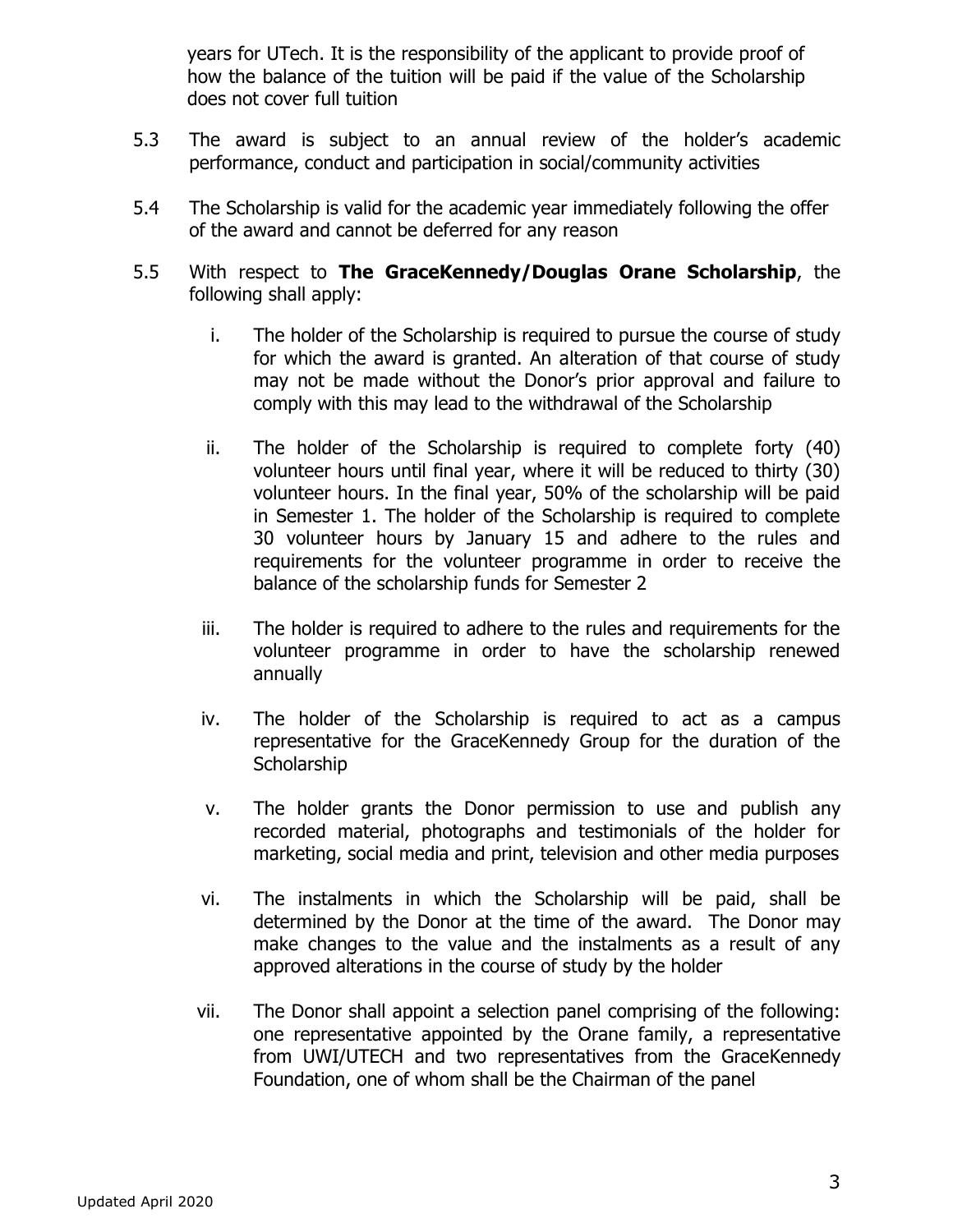years for UTech. It is the responsibility of the applicant to provide proof of how the balance of the tuition will be paid if the value of the Scholarship does not cover full tuition

5.3 The award is subject to an annual review of the holder's academic performance, conduct and participation in social/community activities

5.4 The Scholarship is valid for the academic year immediately following the offer of the award and cannot be deferred for any reason

5.5 With respect to **The GraceKennedy/Douglas Orane Scholarship**, the following shall apply:

   i. The holder of the Scholarship is required to pursue the course of study for which the award is granted. An alteration of that course of study may not be made without the Donor's prior approval and failure to comply with this may lead to the withdrawal of the Scholarship

   ii. The holder of the Scholarship is required to complete forty (40) volunteer hours until final year, where it will be reduced to thirty (30) volunteer hours. In the final year, 50% of the scholarship will be paid in Semester 1. The holder of the Scholarship is required to complete 30 volunteer hours by January 15 and adhere to the rules and requirements for the volunteer programme in order to receive the balance of the scholarship funds for Semester 2

   iii. The holder is required to adhere to the rules and requirements for the volunteer programme in order to have the scholarship renewed annually

   iv. The holder of the Scholarship is required to act as a campus representative for the GraceKennedy Group for the duration of the Scholarship

   v. The holder grants the Donor permission to use and publish any recorded material, photographs and testimonials of the holder for marketing, social media and print, television and other media purposes

   vi. The instalments in which the Scholarship will be paid, shall be determined by the Donor at the time of the award. The Donor may make changes to the value and the instalments as a result of any approved alterations in the course of study by the holder

   vii. The Donor shall appoint a selection panel comprising of the following: one representative appointed by the Orane family, a representative from UWI/UTECH and two representatives from the GraceKennedy Foundation, one of whom shall be the Chairman of the panel

Updated April 2020